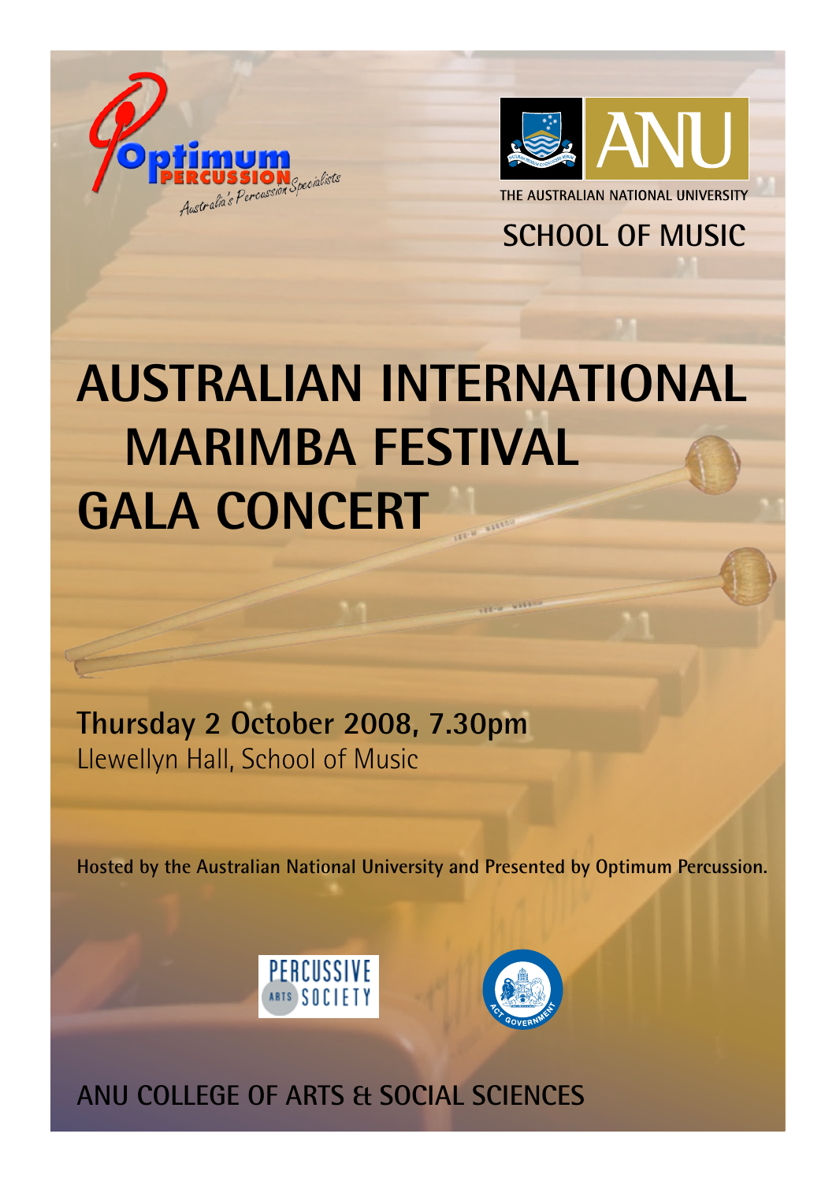Optimum PERCUSSION Australia's Percussion Specialists

THE AUSTRALIAN NATIONAL UNIVERSITY

SCHOOL OF MUSIC

# AUSTRALIAN INTERNATIONAL MARIMBA FESTIVAL GALA CONCERT

**Thursday 2 October 2008, 7.30pm**

Llewellyn Hall, School of Music

**Hosted by the Australian National University and Presented by Optimum Percussion.**

PERCUSSIVE ARTS SOCIETY

ACT GOVERNMENT

## ANU COLLEGE OF ARTS & SOCIAL SCIENCES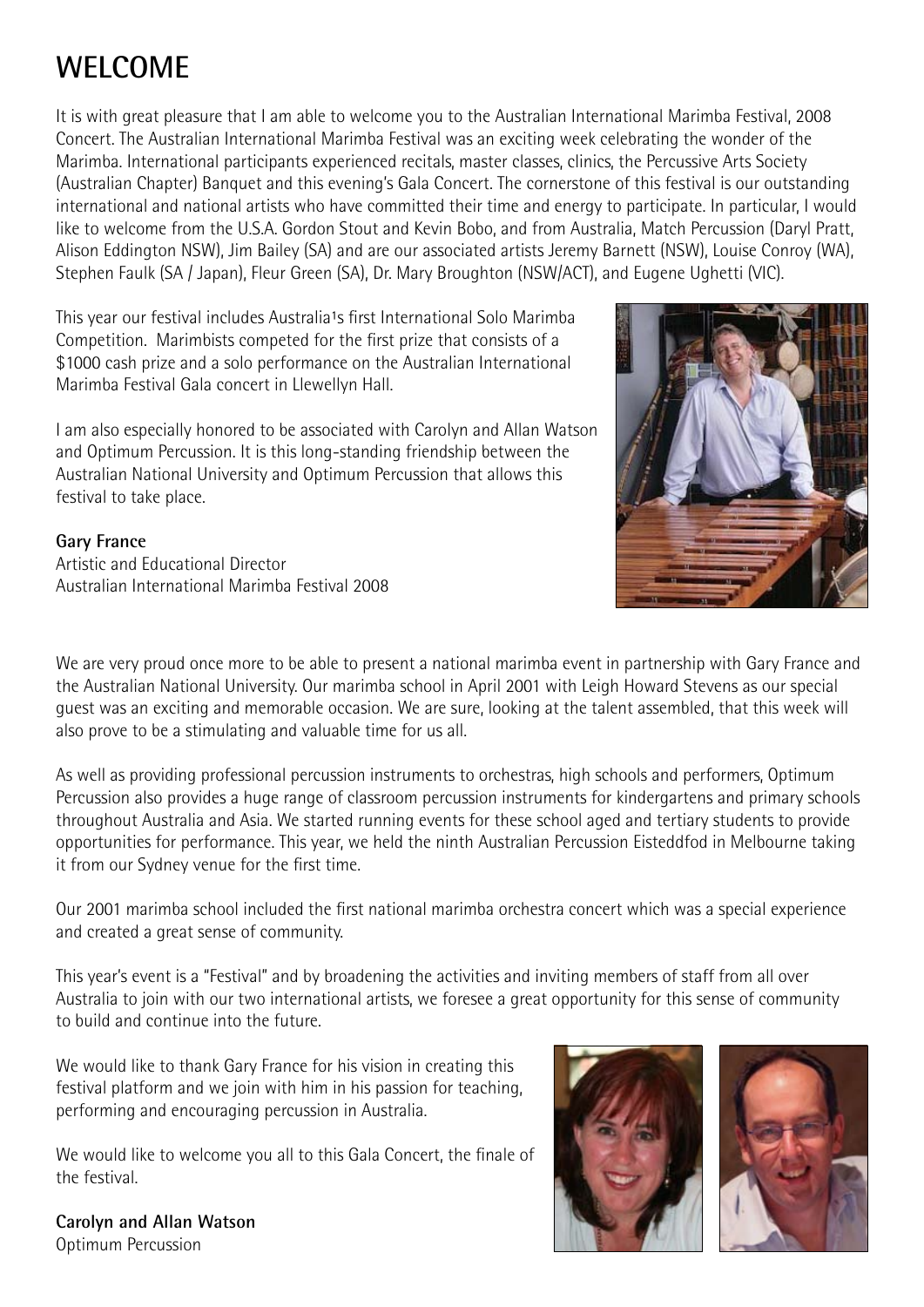# WELCOME

It is with great pleasure that I am able to welcome you to the Australian International Marimba Festival, 2008 Concert. The Australian International Marimba Festival was an exciting week celebrating the wonder of the Marimba. International participants experienced recitals, master classes, clinics, the Percussive Arts Society (Australian Chapter) Banquet and this evening's Gala Concert. The cornerstone of this festival is our outstanding international and national artists who have committed their time and energy to participate. In particular, I would like to welcome from the U.S.A. Gordon Stout and Kevin Bobo, and from Australia, Match Percussion (Daryl Pratt, Alison Eddington NSW), Jim Bailey (SA) and are our associated artists Jeremy Barnett (NSW), Louise Conroy (WA), Stephen Faulk (SA / Japan), Fleur Green (SA), Dr. Mary Broughton (NSW/ACT), and Eugene Ughetti (VIC).

This year our festival includes Australia¹s first International Solo Marimba Competition. Marimbists competed for the first prize that consists of a $1000 cash prize and a solo performance on the Australian International Marimba Festival Gala concert in Llewellyn Hall.

I am also especially honored to be associated with Carolyn and Allan Watson and Optimum Percussion. It is this long-standing friendship between the Australian National University and Optimum Percussion that allows this festival to take place.

**Gary France**
Artistic and Educational Director
Australian International Marimba Festival 2008

We are very proud once more to be able to present a national marimba event in partnership with Gary France and the Australian National University. Our marimba school in April 2001 with Leigh Howard Stevens as our special guest was an exciting and memorable occasion. We are sure, looking at the talent assembled, that this week will also prove to be a stimulating and valuable time for us all.

As well as providing professional percussion instruments to orchestras, high schools and performers, Optimum Percussion also provides a huge range of classroom percussion instruments for kindergartens and primary schools throughout Australia and Asia. We started running events for these school aged and tertiary students to provide opportunities for performance. This year, we held the ninth Australian Percussion Eisteddfod in Melbourne taking it from our Sydney venue for the first time.

Our 2001 marimba school included the first national marimba orchestra concert which was a special experience and created a great sense of community.

This year's event is a "Festival" and by broadening the activities and inviting members of staff from all over Australia to join with our two international artists, we foresee a great opportunity for this sense of community to build and continue into the future.

We would like to thank Gary France for his vision in creating this festival platform and we join with him in his passion for teaching, performing and encouraging percussion in Australia.

We would like to welcome you all to this Gala Concert, the finale of the festival.

**Carolyn and Allan Watson**
Optimum Percussion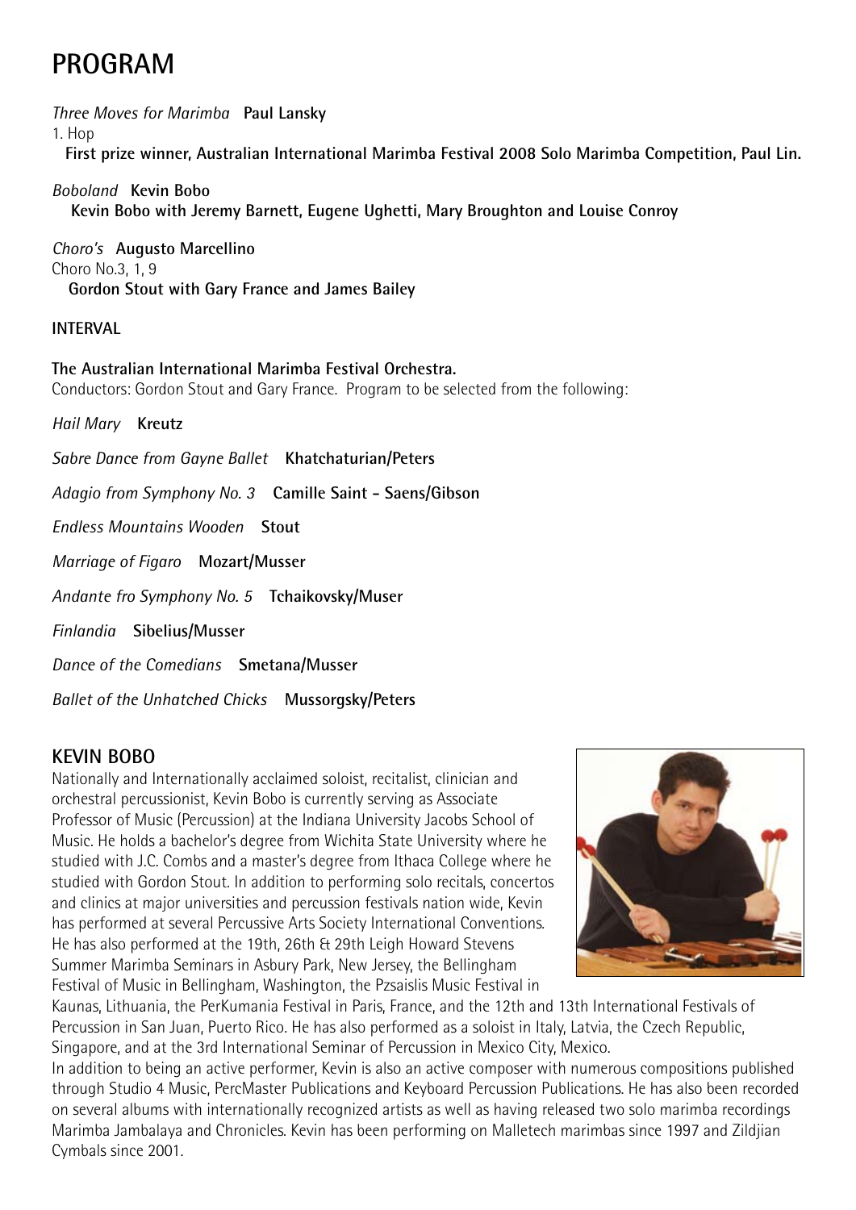# PROGRAM

*Three Moves for Marimba* **Paul Lansky**

1. Hop

**First prize winner, Australian International Marimba Festival 2008 Solo Marimba Competition, Paul Lin.**

*Boboland* **Kevin Bobo**

**Kevin Bobo with Jeremy Barnett, Eugene Ughetti, Mary Broughton and Louise Conroy**

*Choro's* **Augusto Marcellino**

Choro No.3, 1, 9

**Gordon Stout with Gary France and James Bailey**

**INTERVAL**

**The Australian International Marimba Festival Orchestra.**

Conductors: Gordon Stout and Gary France. Program to be selected from the following:

*Hail Mary* **Kreutz**

*Sabre Dance from Gayne Ballet* **Khatchaturian/Peters**

*Adagio from Symphony No. 3* **Camille Saint - Saens/Gibson**

*Endless Mountains Wooden* **Stout**

*Marriage of Figaro* **Mozart/Musser**

*Andante fro Symphony No. 5* **Tchaikovsky/Muser**

*Finlandia* **Sibelius/Musser**

*Dance of the Comedians* **Smetana/Musser**

*Ballet of the Unhatched Chicks* **Mussorgsky/Peters**

## KEVIN BOBO

Nationally and Internationally acclaimed soloist, recitalist, clinician and orchestral percussionist, Kevin Bobo is currently serving as Associate Professor of Music (Percussion) at the Indiana University Jacobs School of Music. He holds a bachelor's degree from Wichita State University where he studied with J.C. Combs and a master's degree from Ithaca College where he studied with Gordon Stout. In addition to performing solo recitals, concertos and clinics at major universities and percussion festivals nation wide, Kevin has performed at several Percussive Arts Society International Conventions. He has also performed at the 19th, 26th & 29th Leigh Howard Stevens Summer Marimba Seminars in Asbury Park, New Jersey, the Bellingham Festival of Music in Bellingham, Washington, the Pzsaislis Music Festival in Kaunas, Lithuania, the PerKumania Festival in Paris, France, and the 12th and 13th International Festivals of Percussion in San Juan, Puerto Rico. He has also performed as a soloist in Italy, Latvia, the Czech Republic, Singapore, and at the 3rd International Seminar of Percussion in Mexico City, Mexico.

In addition to being an active performer, Kevin is also an active composer with numerous compositions published through Studio 4 Music, PercMaster Publications and Keyboard Percussion Publications. He has also been recorded on several albums with internationally recognized artists as well as having released two solo marimba recordings Marimba Jambalaya and Chronicles. Kevin has been performing on Malletech marimbas since 1997 and Zildjian Cymbals since 2001.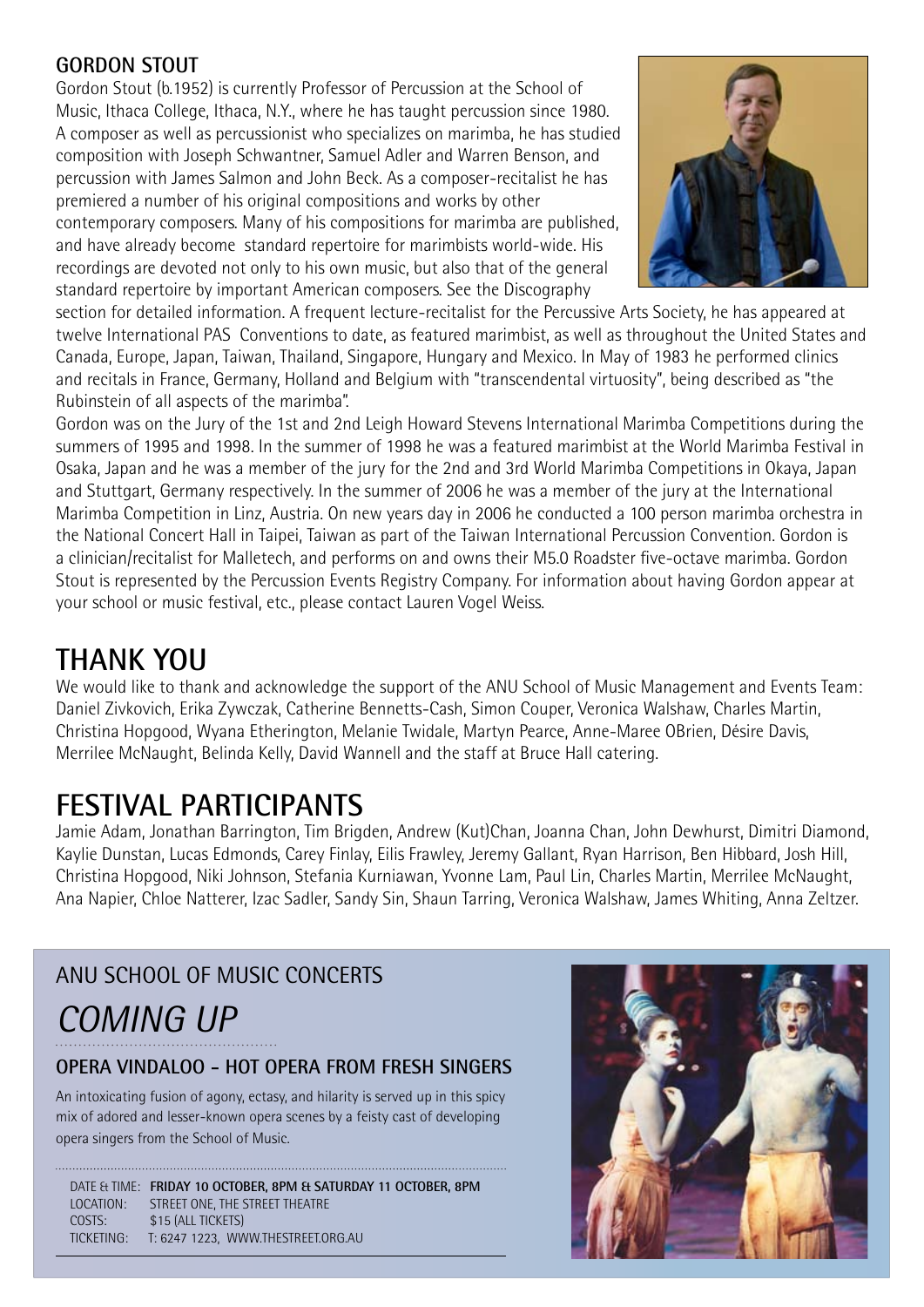## GORDON STOUT

Gordon Stout (b.1952) is currently Professor of Percussion at the School of Music, Ithaca College, Ithaca, N.Y., where he has taught percussion since 1980. A composer as well as percussionist who specializes on marimba, he has studied composition with Joseph Schwantner, Samuel Adler and Warren Benson, and percussion with James Salmon and John Beck. As a composer-recitalist he has premiered a number of his original compositions and works by other contemporary composers. Many of his compositions for marimba are published, and have already become standard repertoire for marimbists world-wide. His recordings are devoted not only to his own music, but also that of the general standard repertoire by important American composers. See the Discography section for detailed information. A frequent lecture-recitalist for the Percussive Arts Society, he has appeared at twelve International PAS Conventions to date, as featured marimbist, as well as throughout the United States and Canada, Europe, Japan, Taiwan, Thailand, Singapore, Hungary and Mexico. In May of 1983 he performed clinics and recitals in France, Germany, Holland and Belgium with "transcendental virtuosity", being described as "the Rubinstein of all aspects of the marimba".

Gordon was on the Jury of the 1st and 2nd Leigh Howard Stevens International Marimba Competitions during the summers of 1995 and 1998. In the summer of 1998 he was a featured marimbist at the World Marimba Festival in Osaka, Japan and he was a member of the jury for the 2nd and 3rd World Marimba Competitions in Okaya, Japan and Stuttgart, Germany respectively. In the summer of 2006 he was a member of the jury at the International Marimba Competition in Linz, Austria. On new years day in 2006 he conducted a 100 person marimba orchestra in the National Concert Hall in Taipei, Taiwan as part of the Taiwan International Percussion Convention. Gordon is a clinician/recitalist for Malletech, and performs on and owns their M5.0 Roadster five-octave marimba. Gordon Stout is represented by the Percussion Events Registry Company. For information about having Gordon appear at your school or music festival, etc., please contact Lauren Vogel Weiss.

# THANK YOU

We would like to thank and acknowledge the support of the ANU School of Music Management and Events Team: Daniel Zivkovich, Erika Zywczak, Catherine Bennetts-Cash, Simon Couper, Veronica Walshaw, Charles Martin, Christina Hopgood, Wyana Etherington, Melanie Twidale, Martyn Pearce, Anne-Maree OBrien, Désire Davis, Merrilee McNaught, Belinda Kelly, David Wannell and the staff at Bruce Hall catering.

# FESTIVAL PARTICIPANTS

Jamie Adam, Jonathan Barrington, Tim Brigden, Andrew (Kut)Chan, Joanna Chan, John Dewhurst, Dimitri Diamond, Kaylie Dunstan, Lucas Edmonds, Carey Finlay, Eilis Frawley, Jeremy Gallant, Ryan Harrison, Ben Hibbard, Josh Hill, Christina Hopgood, Niki Johnson, Stefania Kurniawan, Yvonne Lam, Paul Lin, Charles Martin, Merrilee McNaught, Ana Napier, Chloe Natterer, Izac Sadler, Sandy Sin, Shaun Tarring, Veronica Walshaw, James Whiting, Anna Zeltzer.

## ANU SCHOOL OF MUSIC CONCERTS

*COMING UP*

### OPERA VINDALOO - HOT OPERA FROM FRESH SINGERS

An intoxicating fusion of agony, ectasy, and hilarity is served up in this spicy mix of adored and lesser-known opera scenes by a feisty cast of developing opera singers from the School of Music.

| | |
|---|---|
| DATE & TIME: | **FRIDAY 10 OCTOBER, 8PM & SATURDAY 11 OCTOBER, 8PM** |
| LOCATION: | STREET ONE, THE STREET THEATRE |
| COSTS: | $15 (ALL TICKETS) |
| TICKETING: | T: 6247 1223, WWW.THESTREET.ORG.AU |